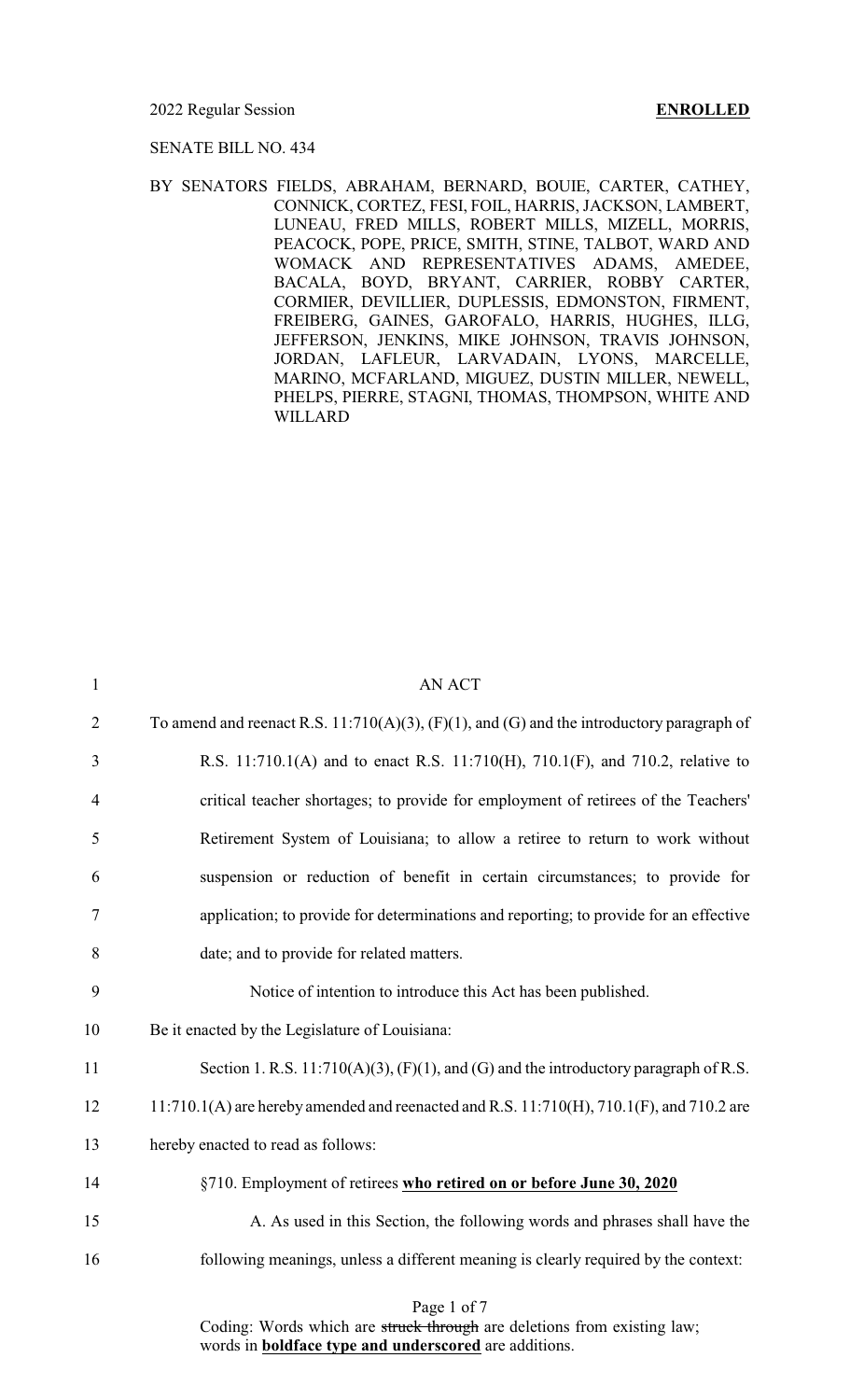2022 Regular Session **ENROLLED**

SENATE BILL NO. 434

BY SENATORS FIELDS, ABRAHAM, BERNARD, BOUIE, CARTER, CATHEY, CONNICK, CORTEZ, FESI, FOIL, HARRIS, JACKSON, LAMBERT, LUNEAU, FRED MILLS, ROBERT MILLS, MIZELL, MORRIS, PEACOCK, POPE, PRICE, SMITH, STINE, TALBOT, WARD AND WOMACK AND REPRESENTATIVES ADAMS, AMEDEE, BACALA, BOYD, BRYANT, CARRIER, ROBBY CARTER, CORMIER, DEVILLIER, DUPLESSIS, EDMONSTON, FIRMENT, FREIBERG, GAINES, GAROFALO, HARRIS, HUGHES, ILLG, JEFFERSON, JENKINS, MIKE JOHNSON, TRAVIS JOHNSON, JORDAN, LAFLEUR, LARVADAIN, LYONS, MARCELLE, MARINO, MCFARLAND, MIGUEZ, DUSTIN MILLER, NEWELL, PHELPS, PIERRE, STAGNI, THOMAS, THOMPSON, WHITE AND WILLARD

AN ACT

To amend and reenact R.S. 11:710(A)(3), (F)(1), and (G) and the introductory paragraph of R.S. 11:710.1(A) and to enact R.S. 11:710(H), 710.1(F), and 710.2, relative to critical teacher shortages; to provide for employment of retirees of the Teachers' Retirement System of Louisiana; to allow a retiree to return to work without suspension or reduction of benefit in certain circumstances; to provide for application; to provide for determinations and reporting; to provide for an effective date; and to provide for related matters.

Notice of intention to introduce this Act has been published.

Be it enacted by the Legislature of Louisiana:

Section 1. R.S. 11:710(A)(3), (F)(1), and (G) and the introductory paragraph of R.S. 11:710.1(A) are hereby amended and reenacted and R.S. 11:710(H), 710.1(F), and 710.2 are hereby enacted to read as follows:

§710. Employment of retirees **who retired on or before June 30, 2020**

A. As used in this Section, the following words and phrases shall have the following meanings, unless a different meaning is clearly required by the context:

Coding: Words which are ~~struck through~~ are deletions from existing law; words in **boldface type and underscored** are additions.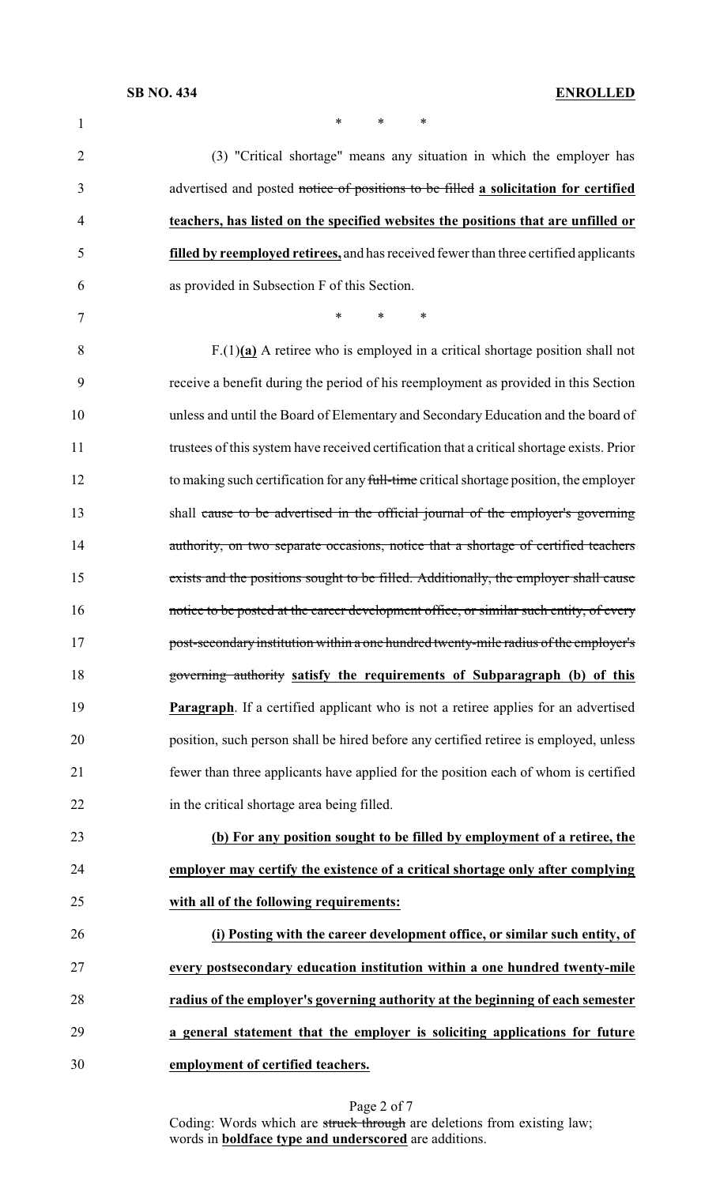\* \* \*

(3) "Critical shortage" means any situation in which the employer has advertised and posted ~~notice of positions to be filled~~ **a solicitation for certified teachers, has listed on the specified websites the positions that are unfilled or filled by reemployed retirees,** and has received fewer than three certified applicants as provided in Subsection F of this Section.

\* \* \*

F.(1)**(a)** A retiree who is employed in a critical shortage position shall not receive a benefit during the period of his reemployment as provided in this Section unless and until the Board of Elementary and Secondary Education and the board of trustees of this system have received certification that a critical shortage exists. Prior to making such certification for any ~~full-time~~ critical shortage position, the employer shall ~~cause to be advertised in the official journal of the employer's governing authority, on two separate occasions, notice that a shortage of certified teachers exists and the positions sought to be filled. Additionally, the employer shall cause notice to be posted at the career development office, or similar such entity, of every post-secondary institution within a one hundred twenty-mile radius of the employer's governing authority~~ **satisfy the requirements of Subparagraph (b) of this Paragraph**. If a certified applicant who is not a retiree applies for an advertised position, such person shall be hired before any certified retiree is employed, unless fewer than three applicants have applied for the position each of whom is certified in the critical shortage area being filled.

**(b) For any position sought to be filled by employment of a retiree, the employer may certify the existence of a critical shortage only after complying with all of the following requirements:**

**(i) Posting with the career development office, or similar such entity, of every postsecondary education institution within a one hundred twenty-mile radius of the employer's governing authority at the beginning of each semester a general statement that the employer is soliciting applications for future employment of certified teachers.**

Coding: Words which are ~~struck through~~ are deletions from existing law; words in **boldface type and underscored** are additions.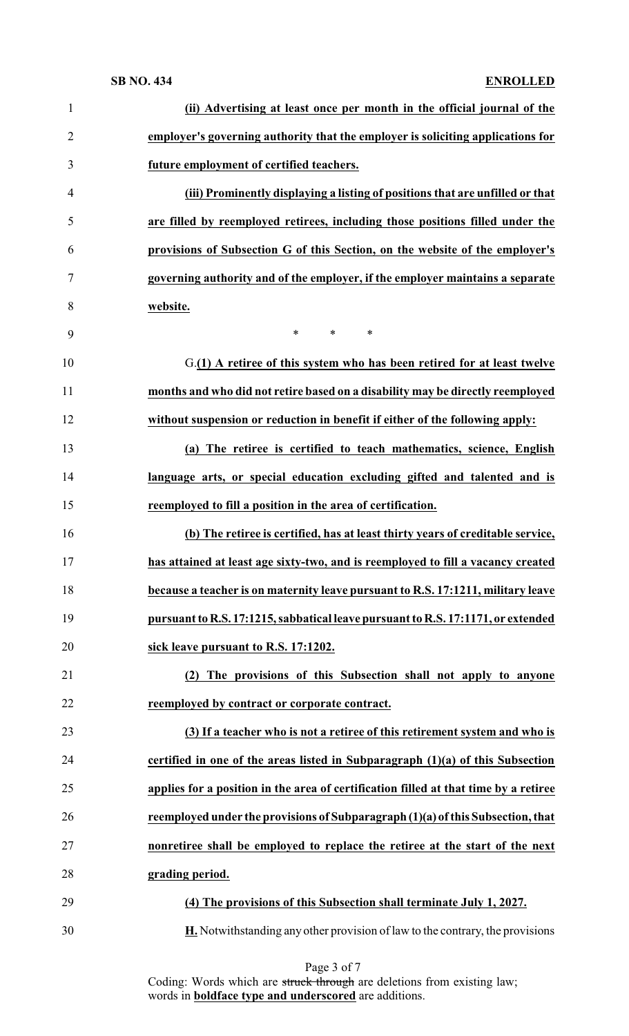**(ii) Advertising at least once per month in the official journal of the employer's governing authority that the employer is soliciting applications for future employment of certified teachers.**

**(iii) Prominently displaying a listing of positions that are unfilled or that are filled by reemployed retirees, including those positions filled under the provisions of Subsection G of this Section, on the website of the employer's governing authority and of the employer, if the employer maintains a separate website.**

\* \* \*

G.**(1) A retiree of this system who has been retired for at least twelve months and who did not retire based on a disability may be directly reemployed without suspension or reduction in benefit if either of the following apply:**

**(a) The retiree is certified to teach mathematics, science, English language arts, or special education excluding gifted and talented and is reemployed to fill a position in the area of certification.**

**(b) The retiree is certified, has at least thirty years of creditable service, has attained at least age sixty-two, and is reemployed to fill a vacancy created because a teacher is on maternity leave pursuant to R.S. 17:1211, military leave pursuant to R.S. 17:1215, sabbatical leave pursuant to R.S. 17:1171, or extended sick leave pursuant to R.S. 17:1202.**

**(2) The provisions of this Subsection shall not apply to anyone reemployed by contract or corporate contract.**

**(3) If a teacher who is not a retiree of this retirement system and who is certified in one of the areas listed in Subparagraph (1)(a) of this Subsection applies for a position in the area of certification filled at that time by a retiree reemployed under the provisions of Subparagraph (1)(a) of this Subsection, that nonretiree shall be employed to replace the retiree at the start of the next grading period.**

**(4) The provisions of this Subsection shall terminate July 1, 2027.**

**H.** Notwithstanding any other provision of law to the contrary, the provisions

Coding: Words which are ~~struck through~~ are deletions from existing law; words in **boldface type and underscored** are additions.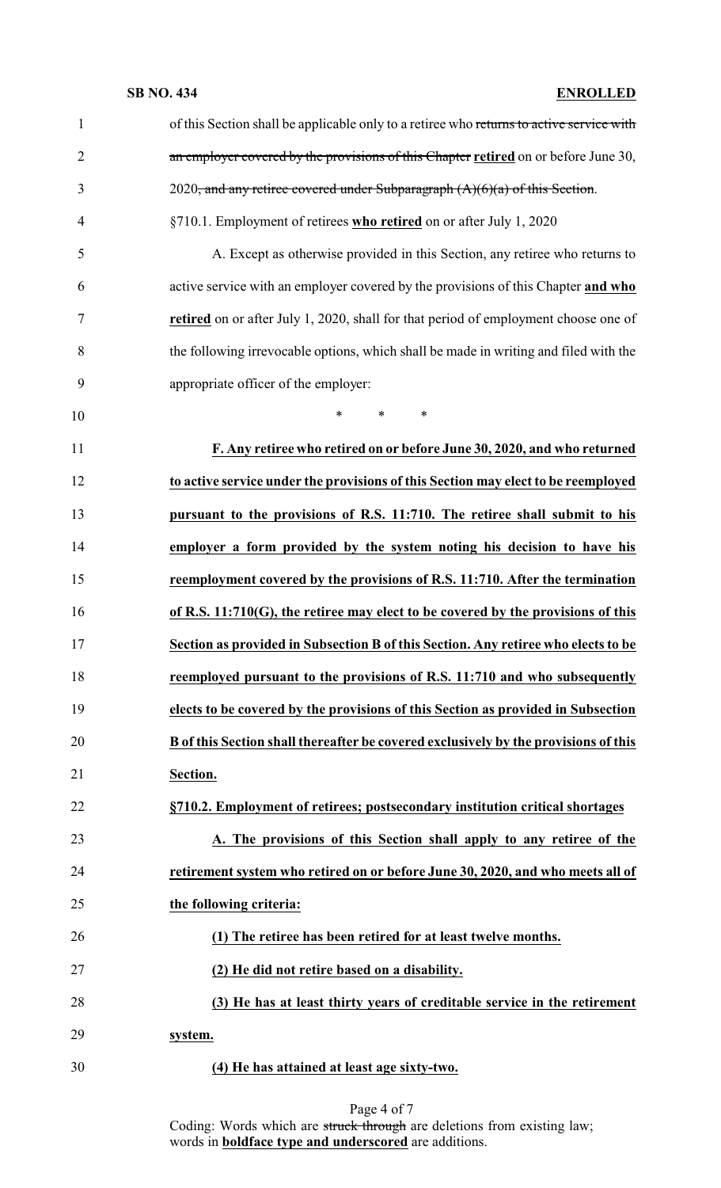of this Section shall be applicable only to a retiree who ~~returns to active service with an employer covered by the provisions of this Chapter~~ **retired** on or before June 30, 2020~~, and any retiree covered under Subparagraph (A)(6)(a) of this Section~~.

§710.1. Employment of retirees **who retired** on or after July 1, 2020

A. Except as otherwise provided in this Section, any retiree who returns to active service with an employer covered by the provisions of this Chapter **and who retired** on or after July 1, 2020, shall for that period of employment choose one of the following irrevocable options, which shall be made in writing and filed with the appropriate officer of the employer:

\* \* \*

**F. Any retiree who retired on or before June 30, 2020, and who returned to active service under the provisions of this Section may elect to be reemployed pursuant to the provisions of R.S. 11:710. The retiree shall submit to his employer a form provided by the system noting his decision to have his reemployment covered by the provisions of R.S. 11:710. After the termination of R.S. 11:710(G), the retiree may elect to be covered by the provisions of this Section as provided in Subsection B of this Section. Any retiree who elects to be reemployed pursuant to the provisions of R.S. 11:710 and who subsequently elects to be covered by the provisions of this Section as provided in Subsection B of this Section shall thereafter be covered exclusively by the provisions of this Section.**

**§710.2. Employment of retirees; postsecondary institution critical shortages**

**A. The provisions of this Section shall apply to any retiree of the retirement system who retired on or before June 30, 2020, and who meets all of the following criteria:**

**(1) The retiree has been retired for at least twelve months.**

**(2) He did not retire based on a disability.**

**(3) He has at least thirty years of creditable service in the retirement system.**

**(4) He has attained at least age sixty-two.**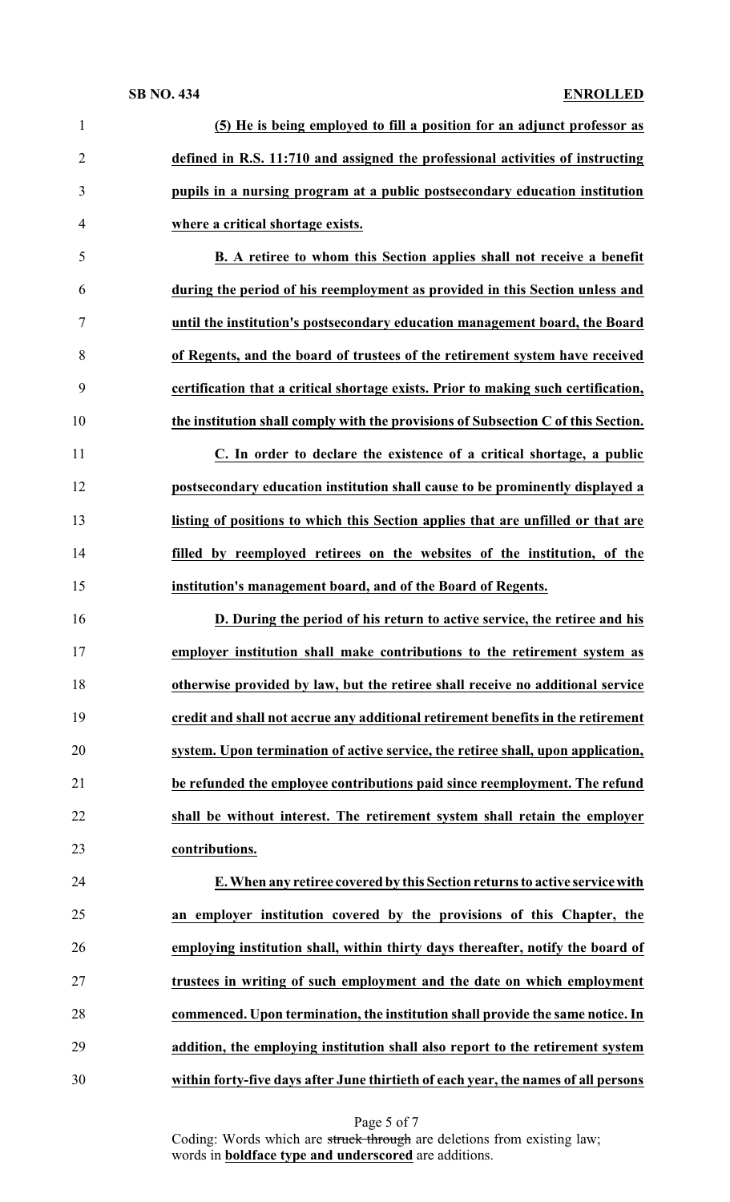**(5) He is being employed to fill a position for an adjunct professor as defined in R.S. 11:710 and assigned the professional activities of instructing pupils in a nursing program at a public postsecondary education institution where a critical shortage exists.**

**B. A retiree to whom this Section applies shall not receive a benefit during the period of his reemployment as provided in this Section unless and until the institution's postsecondary education management board, the Board of Regents, and the board of trustees of the retirement system have received certification that a critical shortage exists. Prior to making such certification, the institution shall comply with the provisions of Subsection C of this Section.**

**C. In order to declare the existence of a critical shortage, a public postsecondary education institution shall cause to be prominently displayed a listing of positions to which this Section applies that are unfilled or that are filled by reemployed retirees on the websites of the institution, of the institution's management board, and of the Board of Regents.**

**D. During the period of his return to active service, the retiree and his employer institution shall make contributions to the retirement system as otherwise provided by law, but the retiree shall receive no additional service credit and shall not accrue any additional retirement benefits in the retirement system. Upon termination of active service, the retiree shall, upon application, be refunded the employee contributions paid since reemployment. The refund shall be without interest. The retirement system shall retain the employer contributions.**

**E. When any retiree covered by this Section returns to active service with an employer institution covered by the provisions of this Chapter, the employing institution shall, within thirty days thereafter, notify the board of trustees in writing of such employment and the date on which employment commenced. Upon termination, the institution shall provide the same notice. In addition, the employing institution shall also report to the retirement system within forty-five days after June thirtieth of each year, the names of all persons**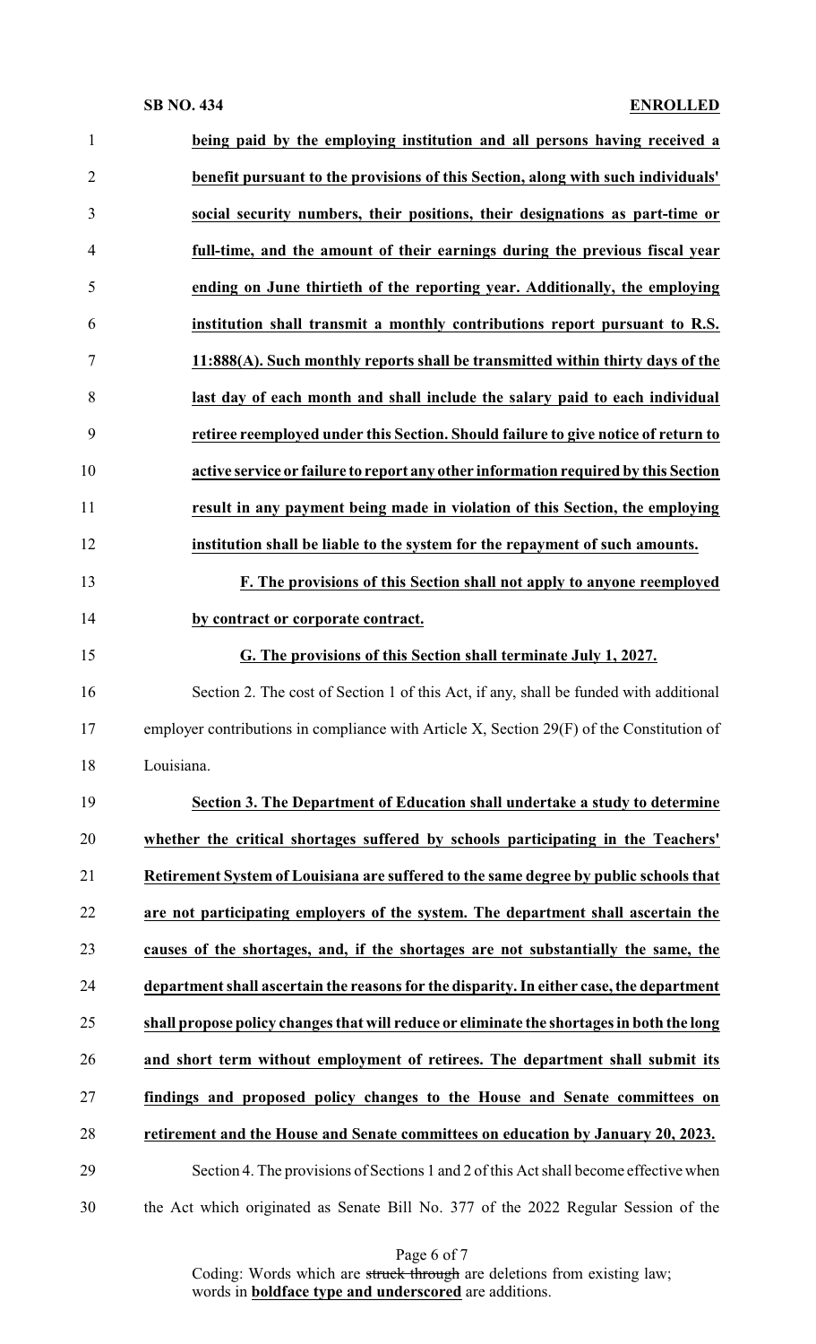**being paid by the employing institution and all persons having received a benefit pursuant to the provisions of this Section, along with such individuals' social security numbers, their positions, their designations as part-time or full-time, and the amount of their earnings during the previous fiscal year ending on June thirtieth of the reporting year. Additionally, the employing institution shall transmit a monthly contributions report pursuant to R.S. 11:888(A). Such monthly reports shall be transmitted within thirty days of the last day of each month and shall include the salary paid to each individual retiree reemployed under this Section. Should failure to give notice of return to active service or failure to report any other information required by this Section result in any payment being made in violation of this Section, the employing institution shall be liable to the system for the repayment of such amounts.**

**F. The provisions of this Section shall not apply to anyone reemployed by contract or corporate contract.**

**G. The provisions of this Section shall terminate July 1, 2027.**

Section 2. The cost of Section 1 of this Act, if any, shall be funded with additional employer contributions in compliance with Article X, Section 29(F) of the Constitution of Louisiana.

**Section 3. The Department of Education shall undertake a study to determine whether the critical shortages suffered by schools participating in the Teachers' Retirement System of Louisiana are suffered to the same degree by public schools that are not participating employers of the system. The department shall ascertain the causes of the shortages, and, if the shortages are not substantially the same, the department shall ascertain the reasons for the disparity. In either case, the department shall propose policy changes that will reduce or eliminate the shortages in both the long and short term without employment of retirees. The department shall submit its findings and proposed policy changes to the House and Senate committees on retirement and the House and Senate committees on education by January 20, 2023.**

Section 4. The provisions of Sections 1 and 2 of this Act shall become effective when the Act which originated as Senate Bill No. 377 of the 2022 Regular Session of the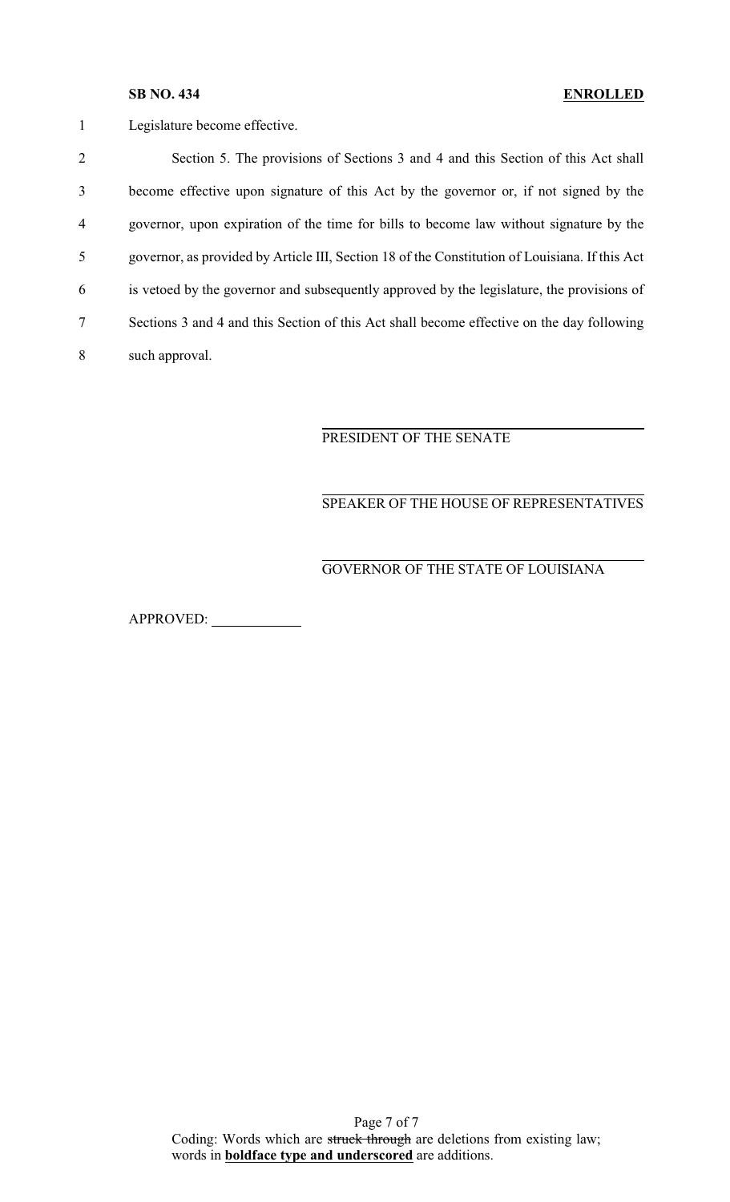Legislature become effective.

Section 5. The provisions of Sections 3 and 4 and this Section of this Act shall become effective upon signature of this Act by the governor or, if not signed by the governor, upon expiration of the time for bills to become law without signature by the governor, as provided by Article III, Section 18 of the Constitution of Louisiana. If this Act is vetoed by the governor and subsequently approved by the legislature, the provisions of Sections 3 and 4 and this Section of this Act shall become effective on the day following such approval.

PRESIDENT OF THE SENATE

SPEAKER OF THE HOUSE OF REPRESENTATIVES

GOVERNOR OF THE STATE OF LOUISIANA

APPROVED: \_\_\_\_\_\_\_\_\_\_\_\_

Coding: Words which are ~~struck through~~ are deletions from existing law; words in **boldface type and underscored** are additions.